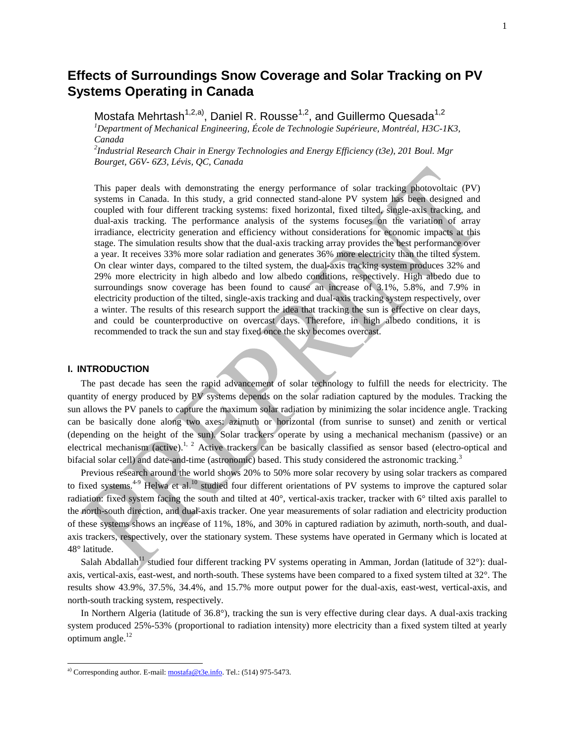# Effects of Surroundings Snow Coverage and Solar Tracking on PV Systems Operating in Canada

Mostafa Mehrtash[1,2,a)], Daniel R. Rousse[1,2], and Guillermo Quesada[1,2]

[1]*Department of Mechanical Engineering, École de Technologie Supérieure, Montréal, H3C-1K3, Canada*

[2]*Industrial Research Chair in Energy Technologies and Energy Efficiency (t3e), 201 Boul. Mgr Bourget, G6V- 6Z3, Lévis, QC, Canada*

This paper deals with demonstrating the energy performance of solar tracking photovoltaic (PV) systems in Canada. In this study, a grid connected stand-alone PV system has been designed and coupled with four different tracking systems: fixed horizontal, fixed tilted, single-axis tracking, and dual-axis tracking. The performance analysis of the systems focuses on the variation of array irradiance, electricity generation and efficiency without considerations for economic impacts at this stage. The simulation results show that the dual-axis tracking array provides the best performance over a year. It receives 33% more solar radiation and generates 36% more electricity than the tilted system. On clear winter days, compared to the tilted system, the dual-axis tracking system produces 32% and 29% more electricity in high albedo and low albedo conditions, respectively. High albedo due to surroundings snow coverage has been found to cause an increase of 3.1%, 5.8%, and 7.9% in electricity production of the tilted, single-axis tracking and dual-axis tracking system respectively, over a winter. The results of this research support the idea that tracking the sun is effective on clear days, and could be counterproductive on overcast days. Therefore, in high albedo conditions, it is recommended to track the sun and stay fixed once the sky becomes overcast.

## I. INTRODUCTION

The past decade has seen the rapid advancement of solar technology to fulfill the needs for electricity. The quantity of energy produced by PV systems depends on the solar radiation captured by the modules. Tracking the sun allows the PV panels to capture the maximum solar radiation by minimizing the solar incidence angle. Tracking can be basically done along two axes: azimuth or horizontal (from sunrise to sunset) and zenith or vertical (depending on the height of the sun). Solar trackers operate by using a mechanical mechanism (passive) or an electrical mechanism (active).[1, 2] Active trackers can be basically classified as sensor based (electro-optical and bifacial solar cell) and date-and-time (astronomic) based. This study considered the astronomic tracking.[3]

Previous research around the world shows 20% to 50% more solar recovery by using solar trackers as compared to fixed systems.[4-9] Helwa et al.[10] studied four different orientations of PV systems to improve the captured solar radiation: fixed system facing the south and tilted at 40°, vertical-axis tracker, tracker with 6° tilted axis parallel to the north-south direction, and dual-axis tracker. One year measurements of solar radiation and electricity production of these systems shows an increase of 11%, 18%, and 30% in captured radiation by azimuth, north-south, and dual-axis trackers, respectively, over the stationary system. These systems have operated in Germany which is located at 48° latitude.

Salah Abdallah[11] studied four different tracking PV systems operating in Amman, Jordan (latitude of 32°): dual-axis, vertical-axis, east-west, and north-south. These systems have been compared to a fixed system tilted at 32°. The results show 43.9%, 37.5%, 34.4%, and 15.7% more output power for the dual-axis, east-west, vertical-axis, and north-south tracking system, respectively.

In Northern Algeria (latitude of 36.8°), tracking the sun is very effective during clear days. A dual-axis tracking system produced 25%-53% (proportional to radiation intensity) more electricity than a fixed system tilted at yearly optimum angle.[12]

---

a) Corresponding author. E-mail: mostafa@t3e.info. Tel.: (514) 975-5473.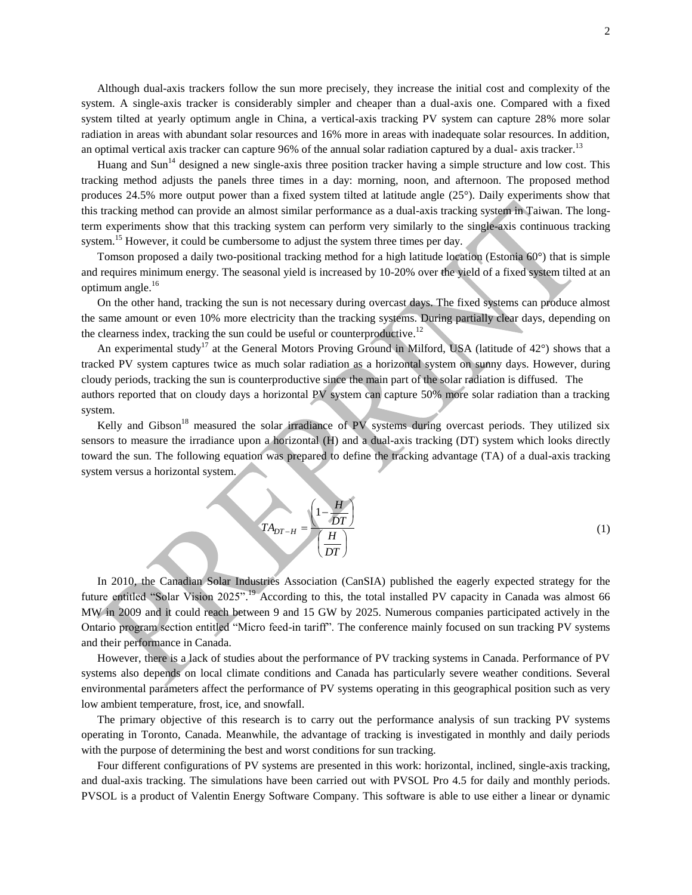Although dual-axis trackers follow the sun more precisely, they increase the initial cost and complexity of the system. A single-axis tracker is considerably simpler and cheaper than a dual-axis one. Compared with a fixed system tilted at yearly optimum angle in China, a vertical-axis tracking PV system can capture 28% more solar radiation in areas with abundant solar resources and 16% more in areas with inadequate solar resources. In addition, an optimal vertical axis tracker can capture 96% of the annual solar radiation captured by a dual- axis tracker.[13]

Huang and Sun[14] designed a new single-axis three position tracker having a simple structure and low cost. This tracking method adjusts the panels three times in a day: morning, noon, and afternoon. The proposed method produces 24.5% more output power than a fixed system tilted at latitude angle (25°). Daily experiments show that this tracking method can provide an almost similar performance as a dual-axis tracking system in Taiwan. The long-term experiments show that this tracking system can perform very similarly to the single-axis continuous tracking system.[15] However, it could be cumbersome to adjust the system three times per day.

Tomson proposed a daily two-positional tracking method for a high latitude location (Estonia 60°) that is simple and requires minimum energy. The seasonal yield is increased by 10-20% over the yield of a fixed system tilted at an optimum angle.[16]

On the other hand, tracking the sun is not necessary during overcast days. The fixed systems can produce almost the same amount or even 10% more electricity than the tracking systems. During partially clear days, depending on the clearness index, tracking the sun could be useful or counterproductive.[12]

An experimental study[17] at the General Motors Proving Ground in Milford, USA (latitude of 42°) shows that a tracked PV system captures twice as much solar radiation as a horizontal system on sunny days. However, during cloudy periods, tracking the sun is counterproductive since the main part of the solar radiation is diffused. The authors reported that on cloudy days a horizontal PV system can capture 50% more solar radiation than a tracking system.

Kelly and Gibson[18] measured the solar irradiance of PV systems during overcast periods. They utilized six sensors to measure the irradiance upon a horizontal (H) and a dual-axis tracking (DT) system which looks directly toward the sun. The following equation was prepared to define the tracking advantage (TA) of a dual-axis tracking system versus a horizontal system.

$$TA_{DT-H} = \frac{\left(1 - \dfrac{H}{DT}\right)}{\left(\dfrac{H}{DT}\right)} \tag{1}$$

In 2010, the Canadian Solar Industries Association (CanSIA) published the eagerly expected strategy for the future entitled "Solar Vision 2025".[19] According to this, the total installed PV capacity in Canada was almost 66 MW in 2009 and it could reach between 9 and 15 GW by 2025. Numerous companies participated actively in the Ontario program section entitled "Micro feed-in tariff". The conference mainly focused on sun tracking PV systems and their performance in Canada.

However, there is a lack of studies about the performance of PV tracking systems in Canada. Performance of PV systems also depends on local climate conditions and Canada has particularly severe weather conditions. Several environmental parameters affect the performance of PV systems operating in this geographical position such as very low ambient temperature, frost, ice, and snowfall.

The primary objective of this research is to carry out the performance analysis of sun tracking PV systems operating in Toronto, Canada. Meanwhile, the advantage of tracking is investigated in monthly and daily periods with the purpose of determining the best and worst conditions for sun tracking.

Four different configurations of PV systems are presented in this work: horizontal, inclined, single-axis tracking, and dual-axis tracking. The simulations have been carried out with PVSOL Pro 4.5 for daily and monthly periods. PVSOL is a product of Valentin Energy Software Company. This software is able to use either a linear or dynamic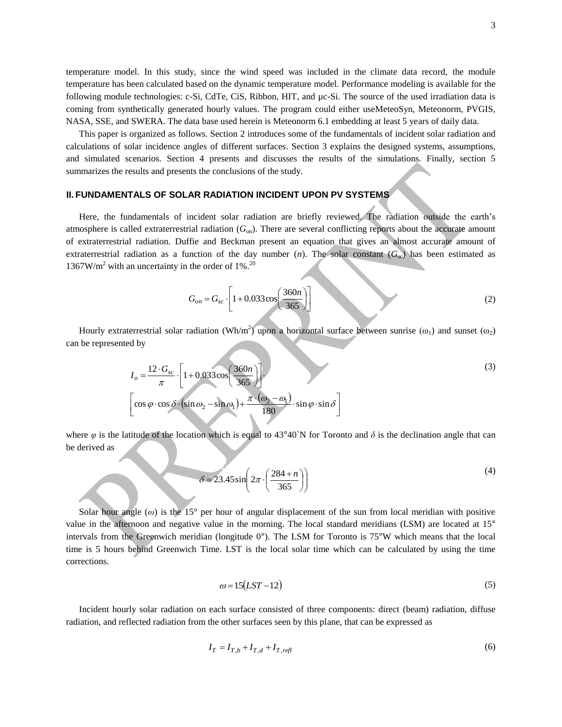temperature model. In this study, since the wind speed was included in the climate data record, the module temperature has been calculated based on the dynamic temperature model. Performance modeling is available for the following module technologies: c-Si, CdTe, CiS, Ribbon, HIT, and μc-Si. The source of the used irradiation data is coming from synthetically generated hourly values. The program could either useMeteoSyn, Meteonorm, PVGIS, NASA, SSE, and SWERA. The data base used herein is Meteonorm 6.1 embedding at least 5 years of daily data.

This paper is organized as follows. Section 2 introduces some of the fundamentals of incident solar radiation and calculations of solar incidence angles of different surfaces. Section 3 explains the designed systems, assumptions, and simulated scenarios. Section 4 presents and discusses the results of the simulations. Finally, section 5 summarizes the results and presents the conclusions of the study.

## II. FUNDAMENTALS OF SOLAR RADIATION INCIDENT UPON PV SYSTEMS

Here, the fundamentals of incident solar radiation are briefly reviewed. The radiation outside the earth's atmosphere is called extraterrestrial radiation ($G_{on}$). There are several conflicting reports about the accurate amount of extraterrestrial radiation. Duffie and Beckman present an equation that gives an almost accurate amount of extraterrestrial radiation as a function of the day number ($n$). The solar constant ($G_{sc}$) has been estimated as 1367W/m$^2$ with an uncertainty in the order of 1%.[20]

$$G_{on} = G_{sc} \cdot \left[ 1 + 0.033 \cos\left( \frac{360n}{365} \right) \right] \tag{2}$$

Hourly extraterrestrial solar radiation (Wh/m$^2$) upon a horizontal surface between sunrise ($\omega_1$) and sunset ($\omega_2$) can be represented by

$$I_o = \frac{12 \cdot G_{sc}}{\pi} \cdot \left[ 1 + 0.033 \cos\left( \frac{360n}{365} \right) \right] \cdot \left[ \cos\varphi \cdot \cos\delta \cdot (\sin\omega_2 - \sin\omega_1) + \frac{\pi \cdot (\omega_2 - \omega_1)}{180} \cdot \sin\varphi \cdot \sin\delta \right] \tag{3}$$

where $\varphi$ is the latitude of the location which is equal to 43°40`N for Toronto and $\delta$ is the declination angle that can be derived as

$$\delta = 23.45 \sin\left( 2\pi \cdot \left( \frac{284 + n}{365} \right) \right) \tag{4}$$

Solar hour angle ($\omega$) is the 15° per hour of angular displacement of the sun from local meridian with positive value in the afternoon and negative value in the morning. The local standard meridians (LSM) are located at 15° intervals from the Greenwich meridian (longitude 0°). The LSM for Toronto is 75°W which means that the local time is 5 hours behind Greenwich Time. LST is the local solar time which can be calculated by using the time corrections.

$$\omega = 15(LST - 12) \tag{5}$$

Incident hourly solar radiation on each surface consisted of three components: direct (beam) radiation, diffuse radiation, and reflected radiation from the other surfaces seen by this plane, that can be expressed as

$$I_T = I_{T,b} + I_{T,d} + I_{T,refl} \tag{6}$$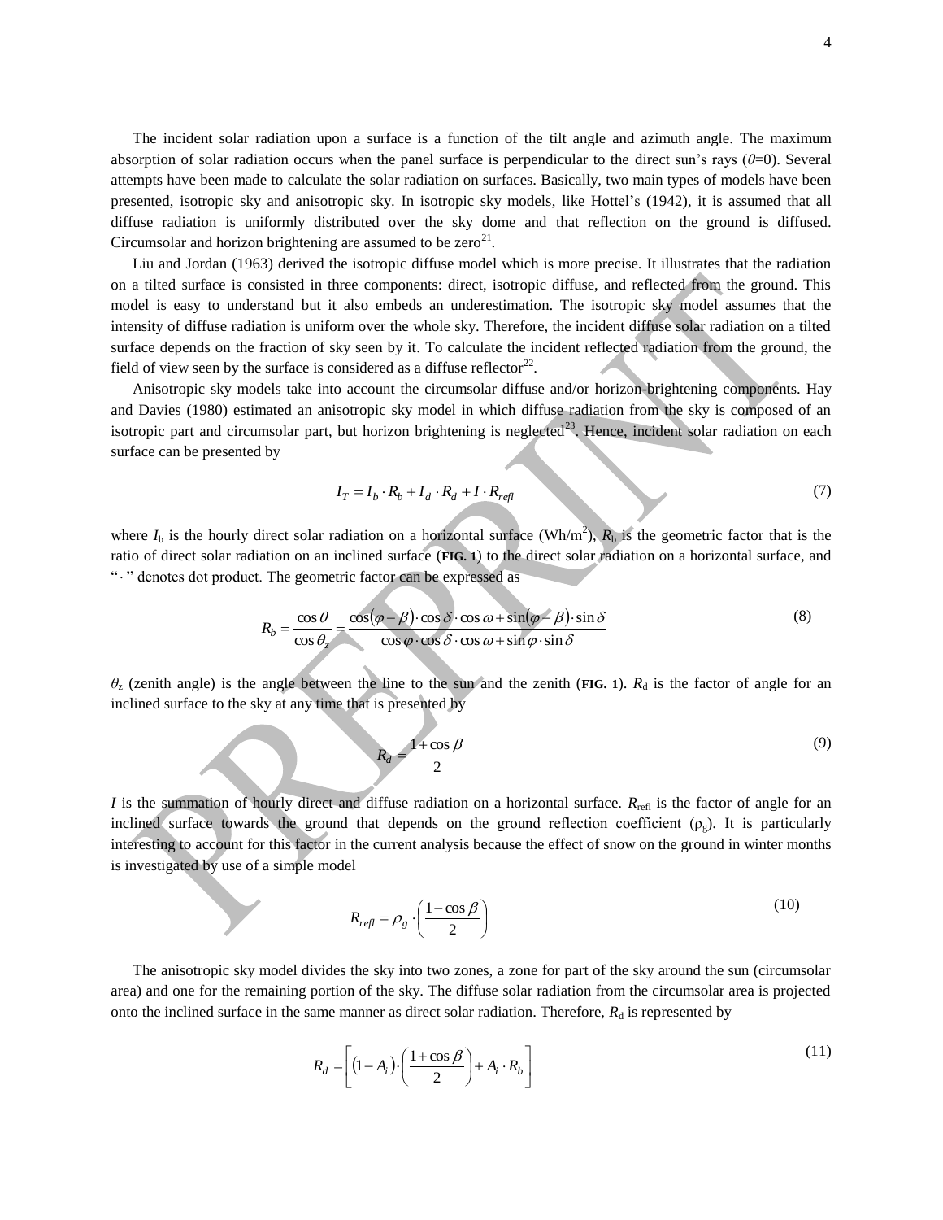The incident solar radiation upon a surface is a function of the tilt angle and azimuth angle. The maximum absorption of solar radiation occurs when the panel surface is perpendicular to the direct sun's rays ($\theta$=0). Several attempts have been made to calculate the solar radiation on surfaces. Basically, two main types of models have been presented, isotropic sky and anisotropic sky. In isotropic sky models, like Hottel's (1942), it is assumed that all diffuse radiation is uniformly distributed over the sky dome and that reflection on the ground is diffused. Circumsolar and horizon brightening are assumed to be zero[21].

Liu and Jordan (1963) derived the isotropic diffuse model which is more precise. It illustrates that the radiation on a tilted surface is consisted in three components: direct, isotropic diffuse, and reflected from the ground. This model is easy to understand but it also embeds an underestimation. The isotropic sky model assumes that the intensity of diffuse radiation is uniform over the whole sky. Therefore, the incident diffuse solar radiation on a tilted surface depends on the fraction of sky seen by it. To calculate the incident reflected radiation from the ground, the field of view seen by the surface is considered as a diffuse reflector[22].

Anisotropic sky models take into account the circumsolar diffuse and/or horizon-brightening components. Hay and Davies (1980) estimated an anisotropic sky model in which diffuse radiation from the sky is composed of an isotropic part and circumsolar part, but horizon brightening is neglected[23]. Hence, incident solar radiation on each surface can be presented by

$$I_T = I_b \cdot R_b + I_d \cdot R_d + I \cdot R_{refl} \tag{7}$$

where $I_b$ is the hourly direct solar radiation on a horizontal surface (Wh/m$^2$), $R_b$ is the geometric factor that is the ratio of direct solar radiation on an inclined surface (**FIG. 1**) to the direct solar radiation on a horizontal surface, and "$\cdot$" denotes dot product. The geometric factor can be expressed as

$$R_b = \frac{\cos\theta}{\cos\theta_z} = \frac{\cos(\varphi-\beta)\cdot\cos\delta\cdot\cos\omega + \sin(\varphi-\beta)\cdot\sin\delta}{\cos\varphi\cdot\cos\delta\cdot\cos\omega + \sin\varphi\cdot\sin\delta} \tag{8}$$

$\theta_z$ (zenith angle) is the angle between the line to the sun and the zenith (**FIG. 1**). $R_d$ is the factor of angle for an inclined surface to the sky at any time that is presented by

$$R_d = \frac{1+\cos\beta}{2} \tag{9}$$

$I$ is the summation of hourly direct and diffuse radiation on a horizontal surface. $R_{refl}$ is the factor of angle for an inclined surface towards the ground that depends on the ground reflection coefficient ($\rho_g$). It is particularly interesting to account for this factor in the current analysis because the effect of snow on the ground in winter months is investigated by use of a simple model

$$R_{refl} = \rho_g \cdot \left(\frac{1-\cos\beta}{2}\right) \tag{10}$$

The anisotropic sky model divides the sky into two zones, a zone for part of the sky around the sun (circumsolar area) and one for the remaining portion of the sky. The diffuse solar radiation from the circumsolar area is projected onto the inclined surface in the same manner as direct solar radiation. Therefore, $R_d$ is represented by

$$R_d = \left[(1-A_i)\cdot\left(\frac{1+\cos\beta}{2}\right) + A_i \cdot R_b\right] \tag{11}$$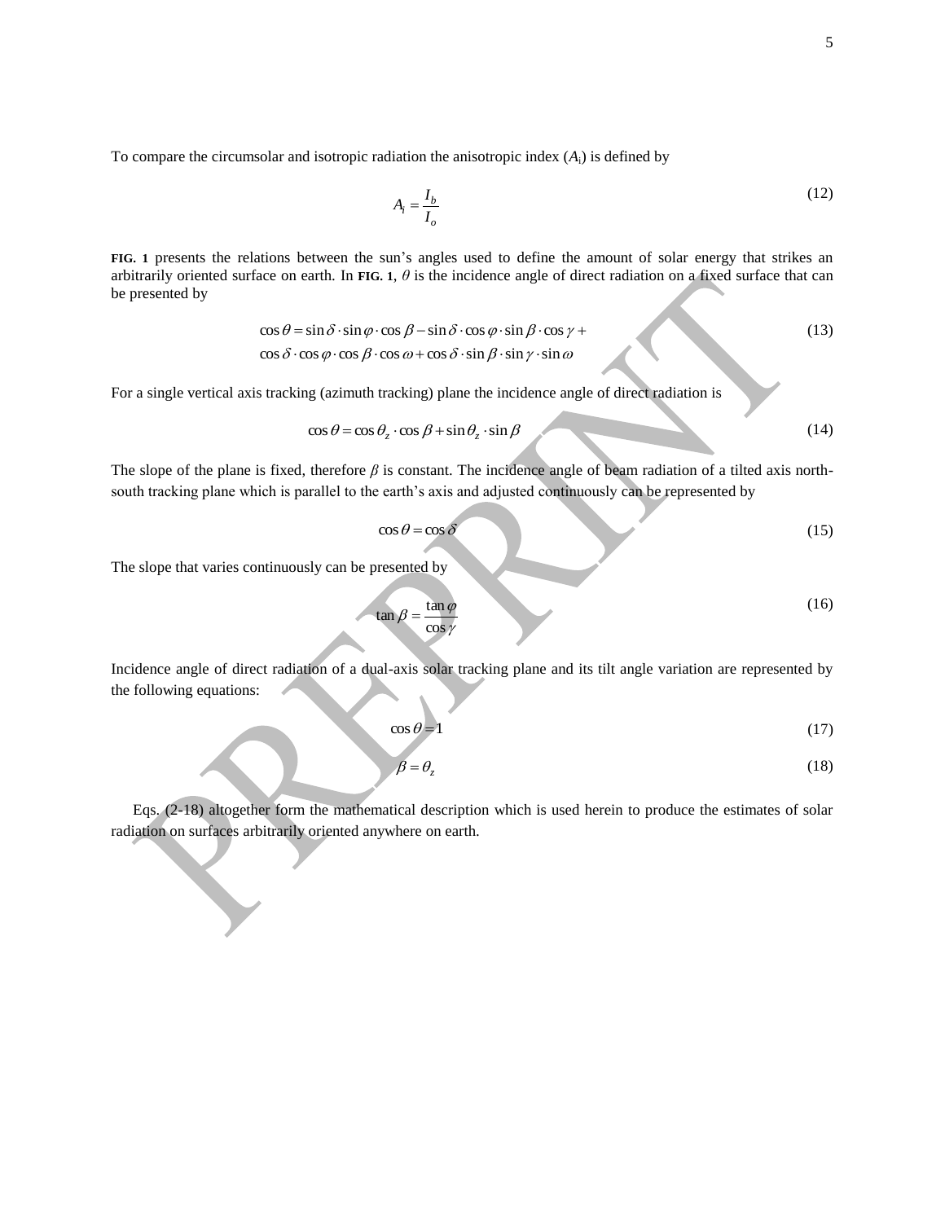To compare the circumsolar and isotropic radiation the anisotropic index ($A_i$) is defined by

$$A_i = \frac{I_b}{I_o} \tag{12}$$

**FIG. 1** presents the relations between the sun's angles used to define the amount of solar energy that strikes an arbitrarily oriented surface on earth. In **FIG. 1**, $\theta$ is the incidence angle of direct radiation on a fixed surface that can be presented by

$$\begin{aligned}\cos\theta &= \sin\delta\cdot\sin\varphi\cdot\cos\beta - \sin\delta\cdot\cos\varphi\cdot\sin\beta\cdot\cos\gamma + \\ &\cos\delta\cdot\cos\varphi\cdot\cos\beta\cdot\cos\omega + \cos\delta\cdot\sin\beta\cdot\sin\gamma\cdot\sin\omega\end{aligned} \tag{13}$$

For a single vertical axis tracking (azimuth tracking) plane the incidence angle of direct radiation is

$$\cos\theta = \cos\theta_z\cdot\cos\beta + \sin\theta_z\cdot\sin\beta \tag{14}$$

The slope of the plane is fixed, therefore $\beta$ is constant. The incidence angle of beam radiation of a tilted axis north-south tracking plane which is parallel to the earth's axis and adjusted continuously can be represented by

$$\cos\theta = \cos\delta \tag{15}$$

The slope that varies continuously can be presented by

$$\tan\beta = \frac{\tan\varphi}{\cos\gamma} \tag{16}$$

Incidence angle of direct radiation of a dual-axis solar tracking plane and its tilt angle variation are represented by the following equations:

$$\cos\theta = 1 \tag{17}$$

$$\beta = \theta_z \tag{18}$$

Eqs. (2-18) altogether form the mathematical description which is used herein to produce the estimates of solar radiation on surfaces arbitrarily oriented anywhere on earth.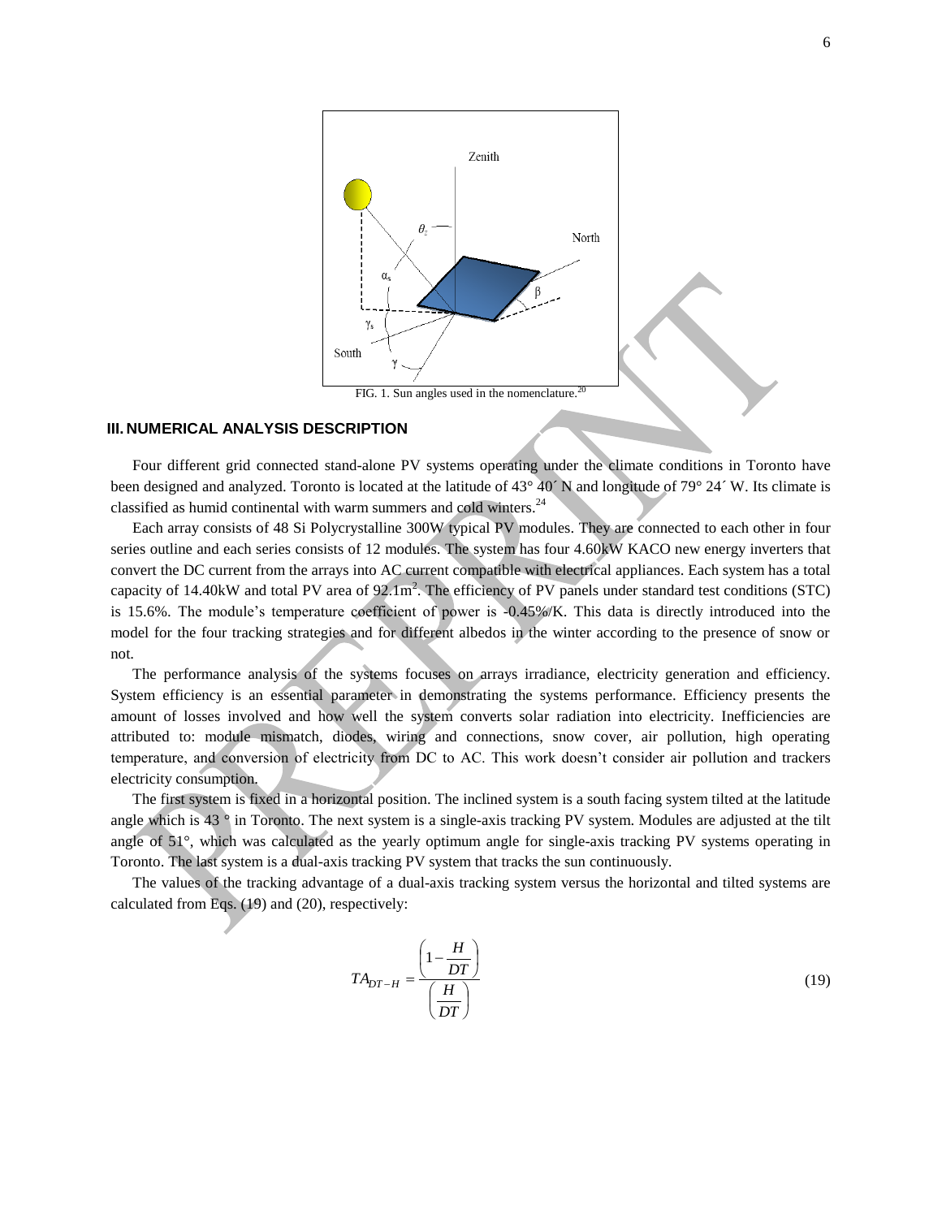FIG. 1. Sun angles used in the nomenclature.[20]

## III. NUMERICAL ANALYSIS DESCRIPTION

Four different grid connected stand-alone PV systems operating under the climate conditions in Toronto have been designed and analyzed. Toronto is located at the latitude of 43° 40´ N and longitude of 79° 24´ W. Its climate is classified as humid continental with warm summers and cold winters.[24]

Each array consists of 48 Si Polycrystalline 300W typical PV modules. They are connected to each other in four series outline and each series consists of 12 modules. The system has four 4.60kW KACO new energy inverters that convert the DC current from the arrays into AC current compatible with electrical appliances. Each system has a total capacity of 14.40kW and total PV area of 92.1m$^2$. The efficiency of PV panels under standard test conditions (STC) is 15.6%. The module's temperature coefficient of power is -0.45%/K. This data is directly introduced into the model for the four tracking strategies and for different albedos in the winter according to the presence of snow or not.

The performance analysis of the systems focuses on arrays irradiance, electricity generation and efficiency. System efficiency is an essential parameter in demonstrating the systems performance. Efficiency presents the amount of losses involved and how well the system converts solar radiation into electricity. Inefficiencies are attributed to: module mismatch, diodes, wiring and connections, snow cover, air pollution, high operating temperature, and conversion of electricity from DC to AC. This work doesn't consider air pollution and trackers electricity consumption.

The first system is fixed in a horizontal position. The inclined system is a south facing system tilted at the latitude angle which is 43 ° in Toronto. The next system is a single-axis tracking PV system. Modules are adjusted at the tilt angle of 51°, which was calculated as the yearly optimum angle for single-axis tracking PV systems operating in Toronto. The last system is a dual-axis tracking PV system that tracks the sun continuously.

The values of the tracking advantage of a dual-axis tracking system versus the horizontal and tilted systems are calculated from Eqs. (19) and (20), respectively:

$$TA_{DT-H} = \frac{\left(1 - \dfrac{H}{DT}\right)}{\left(\dfrac{H}{DT}\right)} \tag{19}$$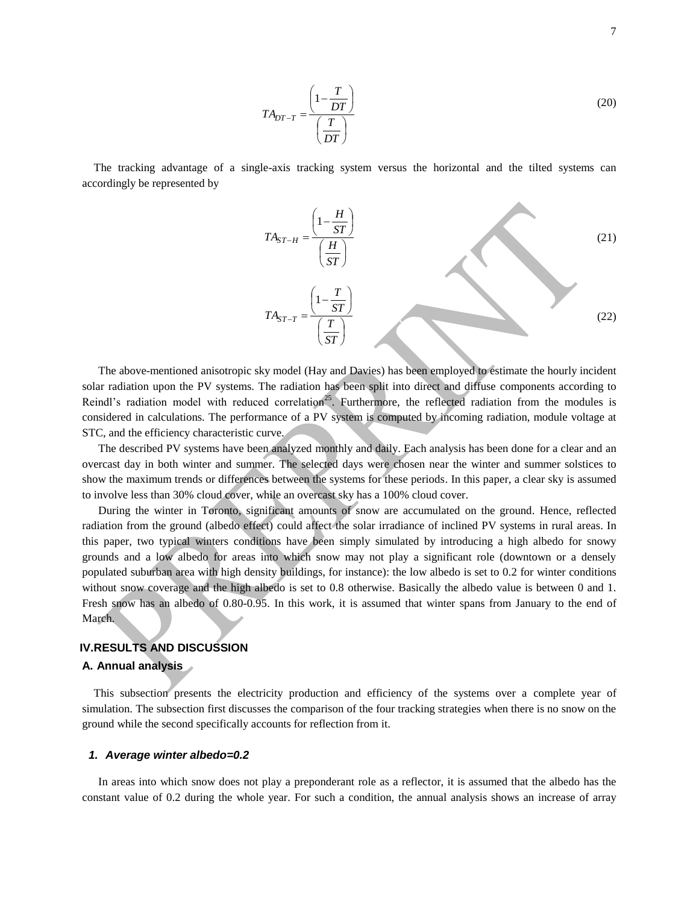$$TA_{DT-T} = \frac{\left(1 - \frac{T}{DT}\right)}{\left(\frac{T}{DT}\right)} \tag{20}$$

The tracking advantage of a single-axis tracking system versus the horizontal and the tilted systems can accordingly be represented by

$$TA_{ST-H} = \frac{\left(1 - \frac{H}{ST}\right)}{\left(\frac{H}{ST}\right)} \tag{21}$$

$$TA_{ST-T} = \frac{\left(1 - \frac{T}{ST}\right)}{\left(\frac{T}{ST}\right)} \tag{22}$$

The above-mentioned anisotropic sky model (Hay and Davies) has been employed to estimate the hourly incident solar radiation upon the PV systems. The radiation has been split into direct and diffuse components according to Reindl's radiation model with reduced correlation[25]. Furthermore, the reflected radiation from the modules is considered in calculations. The performance of a PV system is computed by incoming radiation, module voltage at STC, and the efficiency characteristic curve.

The described PV systems have been analyzed monthly and daily. Each analysis has been done for a clear and an overcast day in both winter and summer. The selected days were chosen near the winter and summer solstices to show the maximum trends or differences between the systems for these periods. In this paper, a clear sky is assumed to involve less than 30% cloud cover, while an overcast sky has a 100% cloud cover.

During the winter in Toronto, significant amounts of snow are accumulated on the ground. Hence, reflected radiation from the ground (albedo effect) could affect the solar irradiance of inclined PV systems in rural areas. In this paper, two typical winters conditions have been simply simulated by introducing a high albedo for snowy grounds and a low albedo for areas into which snow may not play a significant role (downtown or a densely populated suburban area with high density buildings, for instance): the low albedo is set to 0.2 for winter conditions without snow coverage and the high albedo is set to 0.8 otherwise. Basically the albedo value is between 0 and 1. Fresh snow has an albedo of 0.80-0.95. In this work, it is assumed that winter spans from January to the end of March.

## IV. RESULTS AND DISCUSSION

### A. Annual analysis

This subsection presents the electricity production and efficiency of the systems over a complete year of simulation. The subsection first discusses the comparison of the four tracking strategies when there is no snow on the ground while the second specifically accounts for reflection from it.

#### 1. *Average winter albedo=0.2*

In areas into which snow does not play a preponderant role as a reflector, it is assumed that the albedo has the constant value of 0.2 during the whole year. For such a condition, the annual analysis shows an increase of array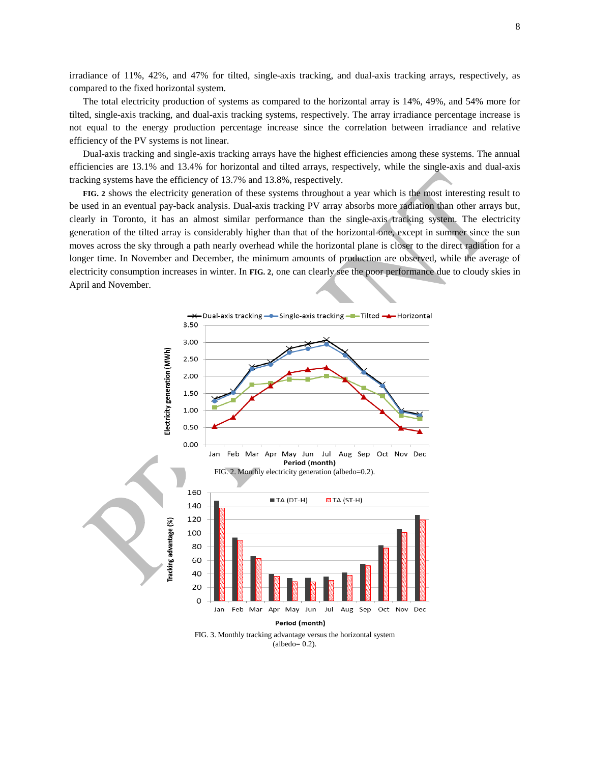irradiance of 11%, 42%, and 47% for tilted, single-axis tracking, and dual-axis tracking arrays, respectively, as compared to the fixed horizontal system.

The total electricity production of systems as compared to the horizontal array is 14%, 49%, and 54% more for tilted, single-axis tracking, and dual-axis tracking systems, respectively. The array irradiance percentage increase is not equal to the energy production percentage increase since the correlation between irradiance and relative efficiency of the PV systems is not linear.

Dual-axis tracking and single-axis tracking arrays have the highest efficiencies among these systems. The annual efficiencies are 13.1% and 13.4% for horizontal and tilted arrays, respectively, while the single-axis and dual-axis tracking systems have the efficiency of 13.7% and 13.8%, respectively.

**FIG. 2** shows the electricity generation of these systems throughout a year which is the most interesting result to be used in an eventual pay-back analysis. Dual-axis tracking PV array absorbs more radiation than other arrays but, clearly in Toronto, it has an almost similar performance than the single-axis tracking system. The electricity generation of the tilted array is considerably higher than that of the horizontal one, except in summer since the sun moves across the sky through a path nearly overhead while the horizontal plane is closer to the direct radiation for a longer time. In November and December, the minimum amounts of production are observed, while the average of electricity consumption increases in winter. In **FIG. 2**, one can clearly see the poor performance due to cloudy skies in April and November.

FIG. 2. Monthly electricity generation (albedo=0.2).

FIG. 3. Monthly tracking advantage versus the horizontal system (albedo= 0.2).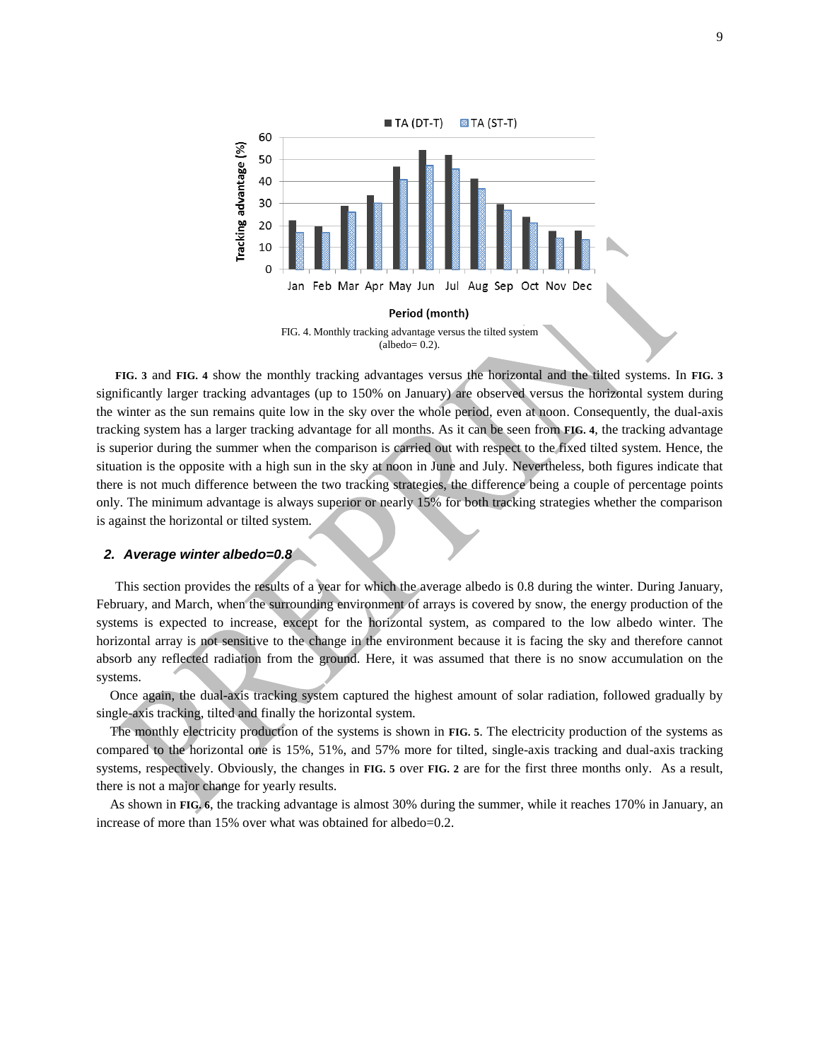FIG. 4. Monthly tracking advantage versus the tilted system (albedo= 0.2).

**FIG. 3** and **FIG. 4** show the monthly tracking advantages versus the horizontal and the tilted systems. In **FIG. 3** significantly larger tracking advantages (up to 150% on January) are observed versus the horizontal system during the winter as the sun remains quite low in the sky over the whole period, even at noon. Consequently, the dual-axis tracking system has a larger tracking advantage for all months. As it can be seen from **FIG. 4**, the tracking advantage is superior during the summer when the comparison is carried out with respect to the fixed tilted system. Hence, the situation is the opposite with a high sun in the sky at noon in June and July. Nevertheless, both figures indicate that there is not much difference between the two tracking strategies, the difference being a couple of percentage points only. The minimum advantage is always superior or nearly 15% for both tracking strategies whether the comparison is against the horizontal or tilted system.

### *2. Average winter albedo=0.8*

This section provides the results of a year for which the average albedo is 0.8 during the winter. During January, February, and March, when the surrounding environment of arrays is covered by snow, the energy production of the systems is expected to increase, except for the horizontal system, as compared to the low albedo winter. The horizontal array is not sensitive to the change in the environment because it is facing the sky and therefore cannot absorb any reflected radiation from the ground. Here, it was assumed that there is no snow accumulation on the systems.

Once again, the dual-axis tracking system captured the highest amount of solar radiation, followed gradually by single-axis tracking, tilted and finally the horizontal system.

The monthly electricity production of the systems is shown in **FIG. 5**. The electricity production of the systems as compared to the horizontal one is 15%, 51%, and 57% more for tilted, single-axis tracking and dual-axis tracking systems, respectively. Obviously, the changes in **FIG. 5** over **FIG. 2** are for the first three months only. As a result, there is not a major change for yearly results.

As shown in **FIG. 6**, the tracking advantage is almost 30% during the summer, while it reaches 170% in January, an increase of more than 15% over what was obtained for albedo=0.2.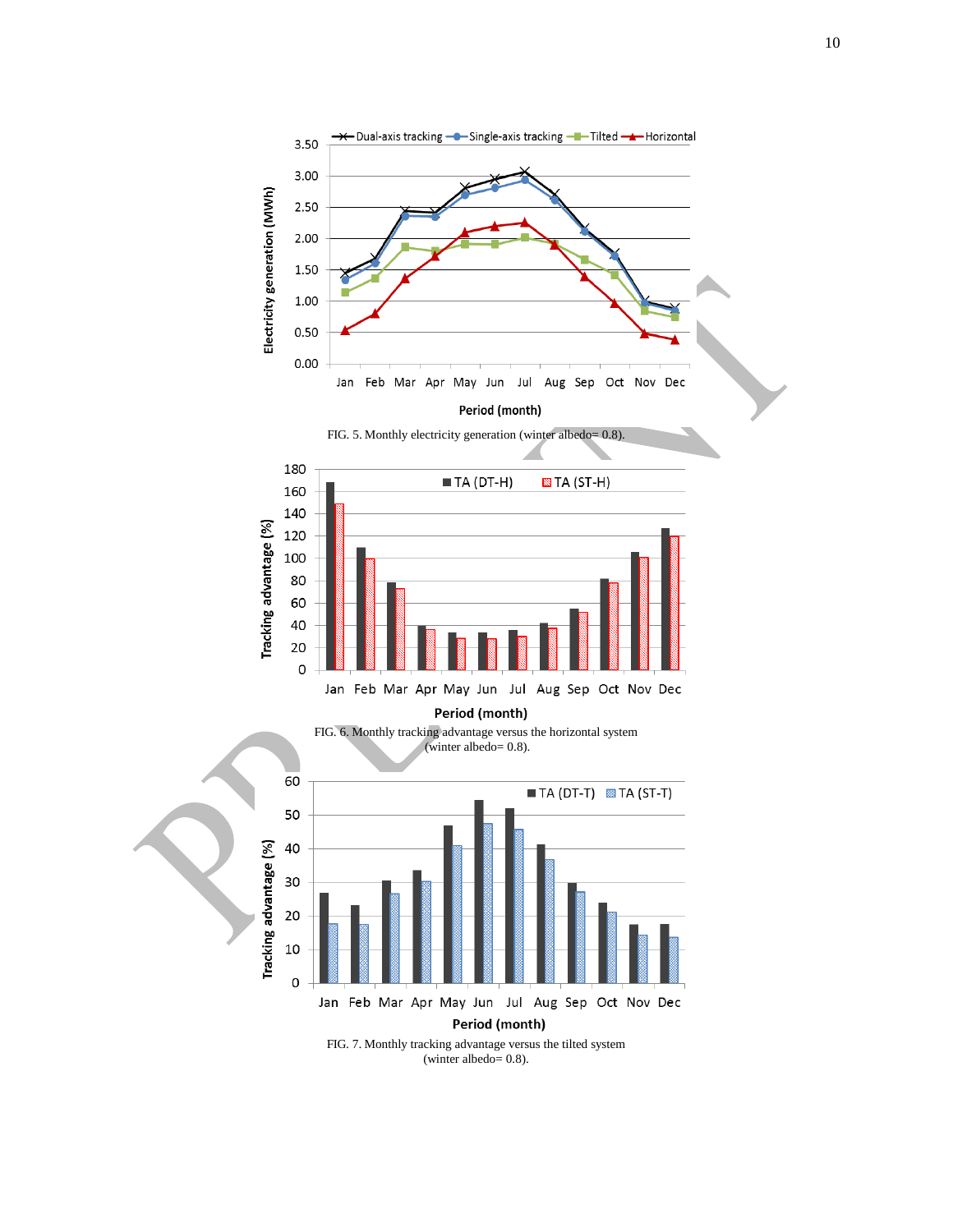FIG. 5. Monthly electricity generation (winter albedo= 0.8).

FIG. 6. Monthly tracking advantage versus the horizontal system (winter albedo= 0.8).

FIG. 7. Monthly tracking advantage versus the tilted system (winter albedo= 0.8).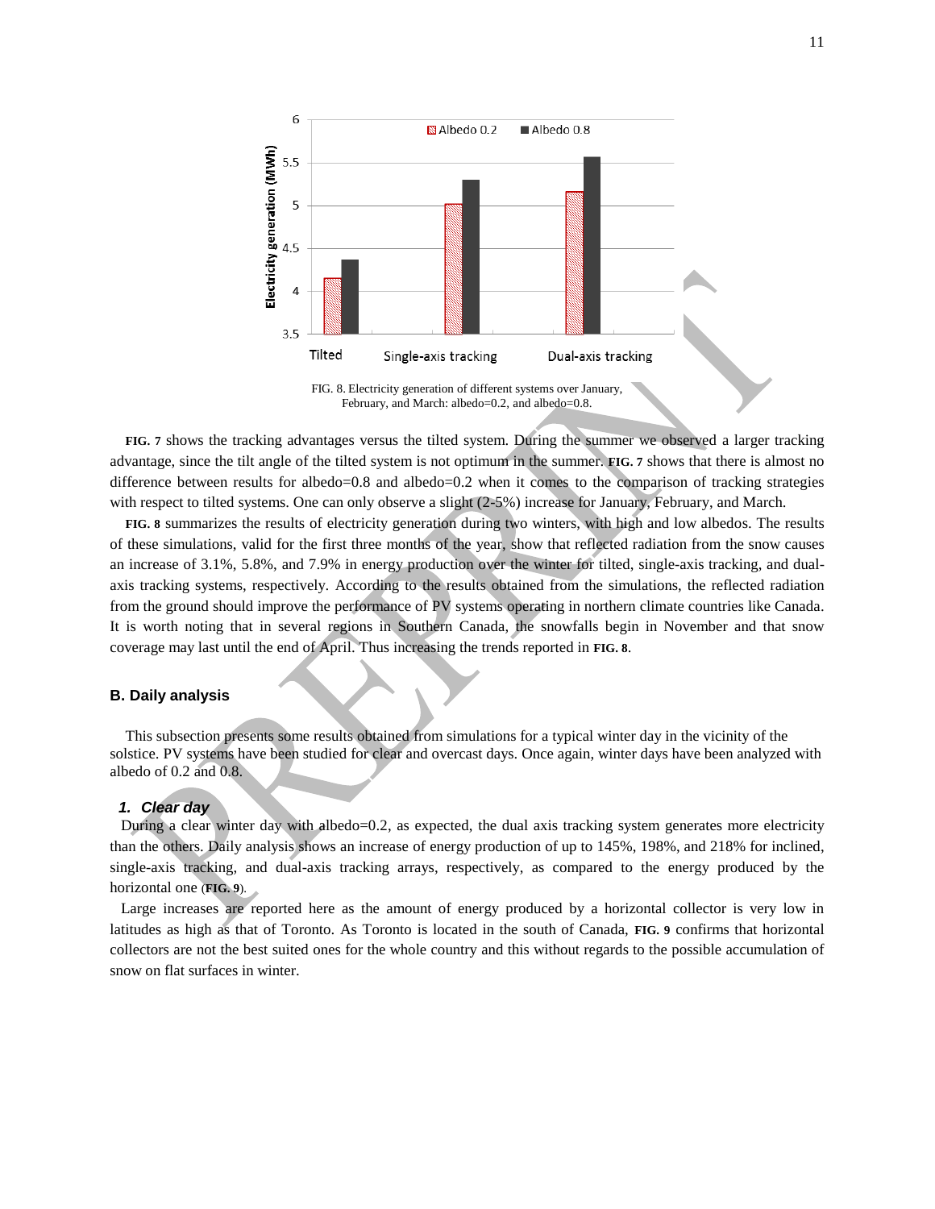FIG. 8. Electricity generation of different systems over January, February, and March: albedo=0.2, and albedo=0.8.

**FIG. 7** shows the tracking advantages versus the tilted system. During the summer we observed a larger tracking advantage, since the tilt angle of the tilted system is not optimum in the summer. **FIG. 7** shows that there is almost no difference between results for albedo=0.8 and albedo=0.2 when it comes to the comparison of tracking strategies with respect to tilted systems. One can only observe a slight (2-5%) increase for January, February, and March.

**FIG. 8** summarizes the results of electricity generation during two winters, with high and low albedos. The results of these simulations, valid for the first three months of the year, show that reflected radiation from the snow causes an increase of 3.1%, 5.8%, and 7.9% in energy production over the winter for tilted, single-axis tracking, and dual-axis tracking systems, respectively. According to the results obtained from the simulations, the reflected radiation from the ground should improve the performance of PV systems operating in northern climate countries like Canada. It is worth noting that in several regions in Southern Canada, the snowfalls begin in November and that snow coverage may last until the end of April. Thus increasing the trends reported in **FIG. 8**.

### B. Daily analysis

This subsection presents some results obtained from simulations for a typical winter day in the vicinity of the solstice. PV systems have been studied for clear and overcast days. Once again, winter days have been analyzed with albedo of 0.2 and 0.8.

#### *1. Clear day*

During a clear winter day with albedo=0.2, as expected, the dual axis tracking system generates more electricity than the others. Daily analysis shows an increase of energy production of up to 145%, 198%, and 218% for inclined, single-axis tracking, and dual-axis tracking arrays, respectively, as compared to the energy produced by the horizontal one (**FIG. 9**).

Large increases are reported here as the amount of energy produced by a horizontal collector is very low in latitudes as high as that of Toronto. As Toronto is located in the south of Canada, **FIG. 9** confirms that horizontal collectors are not the best suited ones for the whole country and this without regards to the possible accumulation of snow on flat surfaces in winter.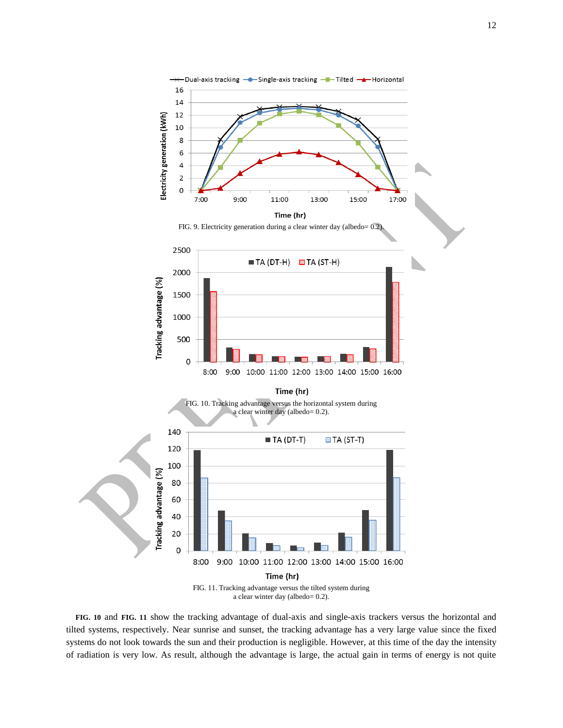FIG. 9. Electricity generation during a clear winter day (albedo= 0.2).

FIG. 10. Tracking advantage versus the horizontal system during a clear winter day (albedo= 0.2).

FIG. 11. Tracking advantage versus the tilted system during a clear winter day (albedo= 0.2).

**FIG. 10** and **FIG. 11** show the tracking advantage of dual-axis and single-axis trackers versus the horizontal and tilted systems, respectively. Near sunrise and sunset, the tracking advantage has a very large value since the fixed systems do not look towards the sun and their production is negligible. However, at this time of the day the intensity of radiation is very low. As result, although the advantage is large, the actual gain in terms of energy is not quite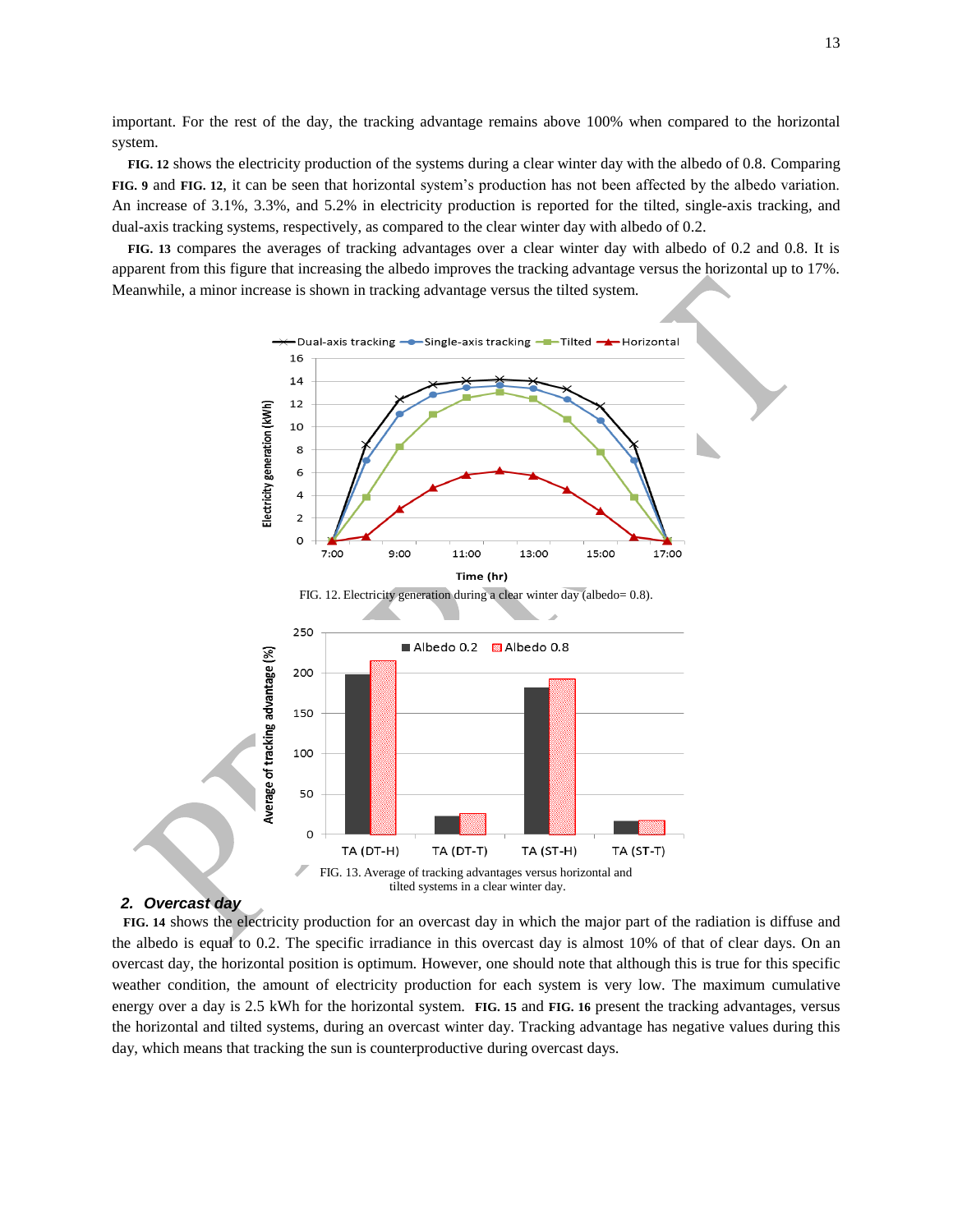important. For the rest of the day, the tracking advantage remains above 100% when compared to the horizontal system.

**FIG. 12** shows the electricity production of the systems during a clear winter day with the albedo of 0.8. Comparing **FIG. 9** and **FIG. 12**, it can be seen that horizontal system's production has not been affected by the albedo variation. An increase of 3.1%, 3.3%, and 5.2% in electricity production is reported for the tilted, single-axis tracking, and dual-axis tracking systems, respectively, as compared to the clear winter day with albedo of 0.2.

**FIG. 13** compares the averages of tracking advantages over a clear winter day with albedo of 0.2 and 0.8. It is apparent from this figure that increasing the albedo improves the tracking advantage versus the horizontal up to 17%. Meanwhile, a minor increase is shown in tracking advantage versus the tilted system.

FIG. 12. Electricity generation during a clear winter day (albedo= 0.8).

FIG. 13. Average of tracking advantages versus horizontal and tilted systems in a clear winter day.

### 2. *Overcast day*

**FIG. 14** shows the electricity production for an overcast day in which the major part of the radiation is diffuse and the albedo is equal to 0.2. The specific irradiance in this overcast day is almost 10% of that of clear days. On an overcast day, the horizontal position is optimum. However, one should note that although this is true for this specific weather condition, the amount of electricity production for each system is very low. The maximum cumulative energy over a day is 2.5 kWh for the horizontal system. **FIG. 15** and **FIG. 16** present the tracking advantages, versus the horizontal and tilted systems, during an overcast winter day. Tracking advantage has negative values during this day, which means that tracking the sun is counterproductive during overcast days.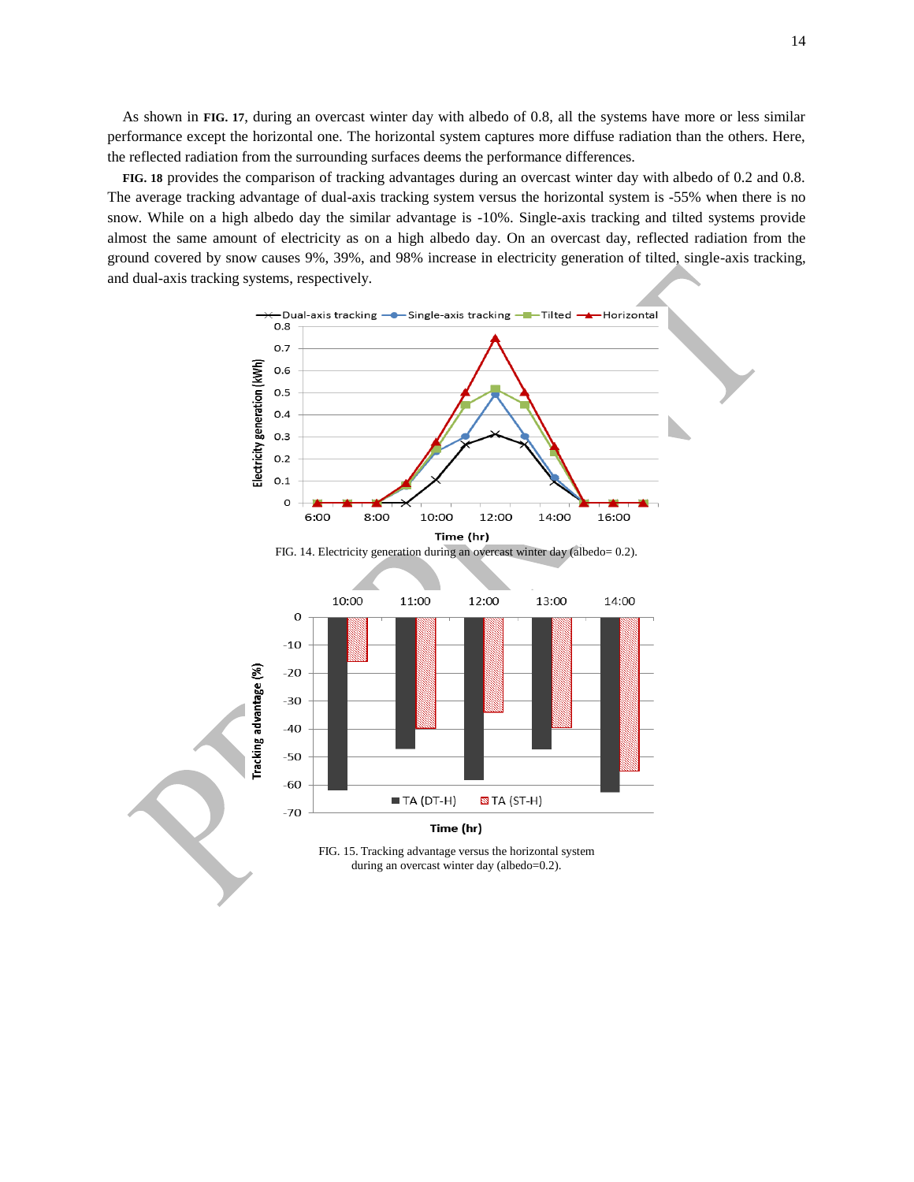As shown in **FIG. 17**, during an overcast winter day with albedo of 0.8, all the systems have more or less similar performance except the horizontal one. The horizontal system captures more diffuse radiation than the others. Here, the reflected radiation from the surrounding surfaces deems the performance differences.

**FIG. 18** provides the comparison of tracking advantages during an overcast winter day with albedo of 0.2 and 0.8. The average tracking advantage of dual-axis tracking system versus the horizontal system is -55% when there is no snow. While on a high albedo day the similar advantage is -10%. Single-axis tracking and tilted systems provide almost the same amount of electricity as on a high albedo day. On an overcast day, reflected radiation from the ground covered by snow causes 9%, 39%, and 98% increase in electricity generation of tilted, single-axis tracking, and dual-axis tracking systems, respectively.

FIG. 14. Electricity generation during an overcast winter day (albedo= 0.2).

FIG. 15. Tracking advantage versus the horizontal system during an overcast winter day (albedo=0.2).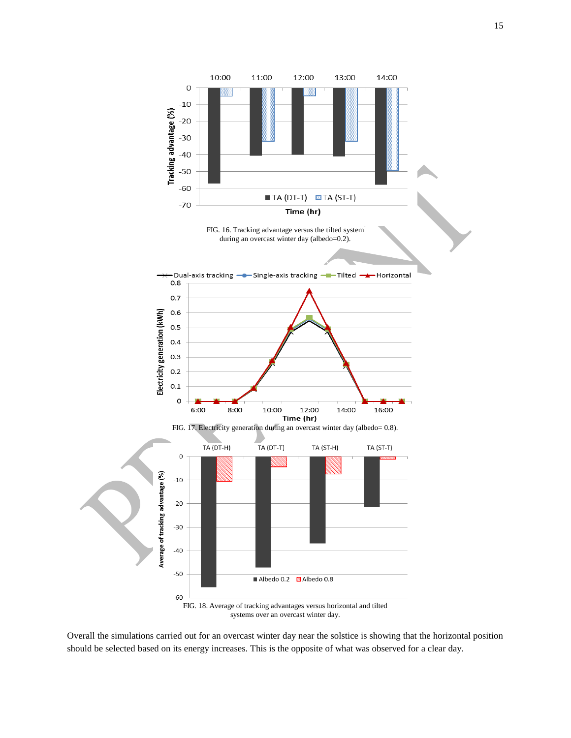FIG. 16. Tracking advantage versus the tilted system during an overcast winter day (albedo=0.2).

FIG. 17. Electricity generation during an overcast winter day (albedo= 0.8).

FIG. 18. Average of tracking advantages versus horizontal and tilted systems over an overcast winter day.

Overall the simulations carried out for an overcast winter day near the solstice is showing that the horizontal position should be selected based on its energy increases. This is the opposite of what was observed for a clear day.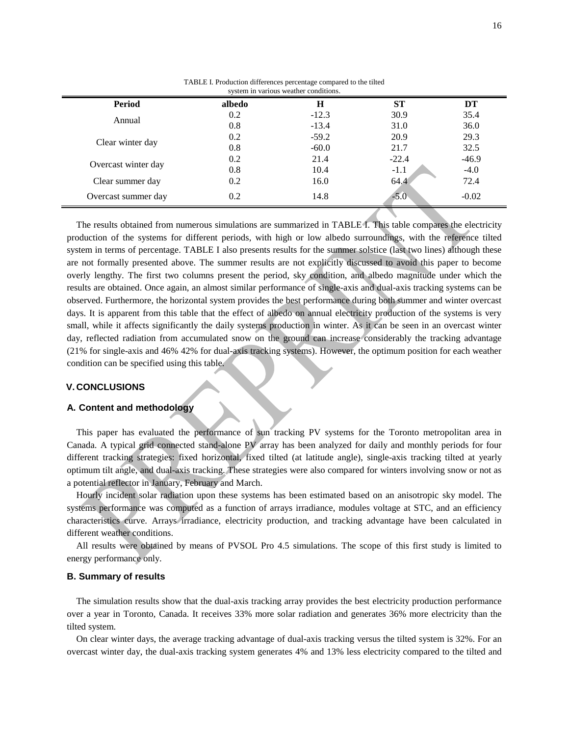TABLE I. Production differences percentage compared to the tilted system in various weather conditions.

| Period | albedo | H | ST | DT |
|---|---|---|---|---|
| Annual | 0.2 | -12.3 | 30.9 | 35.4 |
| | 0.8 | -13.4 | 31.0 | 36.0 |
| Clear winter day | 0.2 | -59.2 | 20.9 | 29.3 |
| | 0.8 | -60.0 | 21.7 | 32.5 |
| Overcast winter day | 0.2 | 21.4 | -22.4 | -46.9 |
| | 0.8 | 10.4 | -1.1 | -4.0 |
| Clear summer day | 0.2 | 16.0 | 64.4 | 72.4 |
| Overcast summer day | 0.2 | 14.8 | -5.0 | -0.02 |

The results obtained from numerous simulations are summarized in TABLE I. This table compares the electricity production of the systems for different periods, with high or low albedo surroundings, with the reference tilted system in terms of percentage. TABLE I also presents results for the summer solstice (last two lines) although these are not formally presented above. The summer results are not explicitly discussed to avoid this paper to become overly lengthy. The first two columns present the period, sky condition, and albedo magnitude under which the results are obtained. Once again, an almost similar performance of single-axis and dual-axis tracking systems can be observed. Furthermore, the horizontal system provides the best performance during both summer and winter overcast days. It is apparent from this table that the effect of albedo on annual electricity production of the systems is very small, while it affects significantly the daily systems production in winter. As it can be seen in an overcast winter day, reflected radiation from accumulated snow on the ground can increase considerably the tracking advantage (21% for single-axis and 46% 42% for dual-axis tracking systems). However, the optimum position for each weather condition can be specified using this table.

## V. CONCLUSIONS

### A. Content and methodology

This paper has evaluated the performance of sun tracking PV systems for the Toronto metropolitan area in Canada. A typical grid connected stand-alone PV array has been analyzed for daily and monthly periods for four different tracking strategies: fixed horizontal, fixed tilted (at latitude angle), single-axis tracking tilted at yearly optimum tilt angle, and dual-axis tracking. These strategies were also compared for winters involving snow or not as a potential reflector in January, February and March.

Hourly incident solar radiation upon these systems has been estimated based on an anisotropic sky model. The systems performance was computed as a function of arrays irradiance, modules voltage at STC, and an efficiency characteristics curve. Arrays irradiance, electricity production, and tracking advantage have been calculated in different weather conditions.

All results were obtained by means of PVSOL Pro 4.5 simulations. The scope of this first study is limited to energy performance only.

### B. Summary of results

The simulation results show that the dual-axis tracking array provides the best electricity production performance over a year in Toronto, Canada. It receives 33% more solar radiation and generates 36% more electricity than the tilted system.

On clear winter days, the average tracking advantage of dual-axis tracking versus the tilted system is 32%. For an overcast winter day, the dual-axis tracking system generates 4% and 13% less electricity compared to the tilted and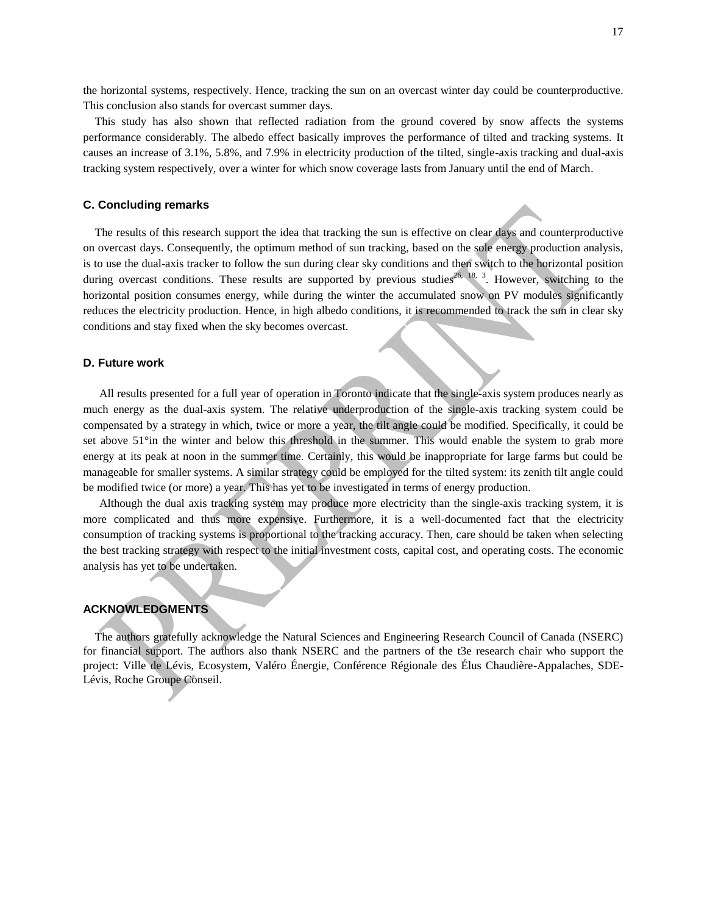the horizontal systems, respectively. Hence, tracking the sun on an overcast winter day could be counterproductive. This conclusion also stands for overcast summer days.

This study has also shown that reflected radiation from the ground covered by snow affects the systems performance considerably. The albedo effect basically improves the performance of tilted and tracking systems. It causes an increase of 3.1%, 5.8%, and 7.9% in electricity production of the tilted, single-axis tracking and dual-axis tracking system respectively, over a winter for which snow coverage lasts from January until the end of March.

### C. Concluding remarks

The results of this research support the idea that tracking the sun is effective on clear days and counterproductive on overcast days. Consequently, the optimum method of sun tracking, based on the sole energy production analysis, is to use the dual-axis tracker to follow the sun during clear sky conditions and then switch to the horizontal position during overcast conditions. These results are supported by previous studies[26, 18, 3]. However, switching to the horizontal position consumes energy, while during the winter the accumulated snow on PV modules significantly reduces the electricity production. Hence, in high albedo conditions, it is recommended to track the sun in clear sky conditions and stay fixed when the sky becomes overcast.

### D. Future work

All results presented for a full year of operation in Toronto indicate that the single-axis system produces nearly as much energy as the dual-axis system. The relative underproduction of the single-axis tracking system could be compensated by a strategy in which, twice or more a year, the tilt angle could be modified. Specifically, it could be set above 51°in the winter and below this threshold in the summer. This would enable the system to grab more energy at its peak at noon in the summer time. Certainly, this would be inappropriate for large farms but could be manageable for smaller systems. A similar strategy could be employed for the tilted system: its zenith tilt angle could be modified twice (or more) a year. This has yet to be investigated in terms of energy production.

Although the dual axis tracking system may produce more electricity than the single-axis tracking system, it is more complicated and thus more expensive. Furthermore, it is a well-documented fact that the electricity consumption of tracking systems is proportional to the tracking accuracy. Then, care should be taken when selecting the best tracking strategy with respect to the initial investment costs, capital cost, and operating costs. The economic analysis has yet to be undertaken.

## ACKNOWLEDGMENTS

The authors gratefully acknowledge the Natural Sciences and Engineering Research Council of Canada (NSERC) for financial support. The authors also thank NSERC and the partners of the t3e research chair who support the project: Ville de Lévis, Ecosystem, Valéro Énergie, Conférence Régionale des Élus Chaudière-Appalaches, SDE-Lévis, Roche Groupe Conseil.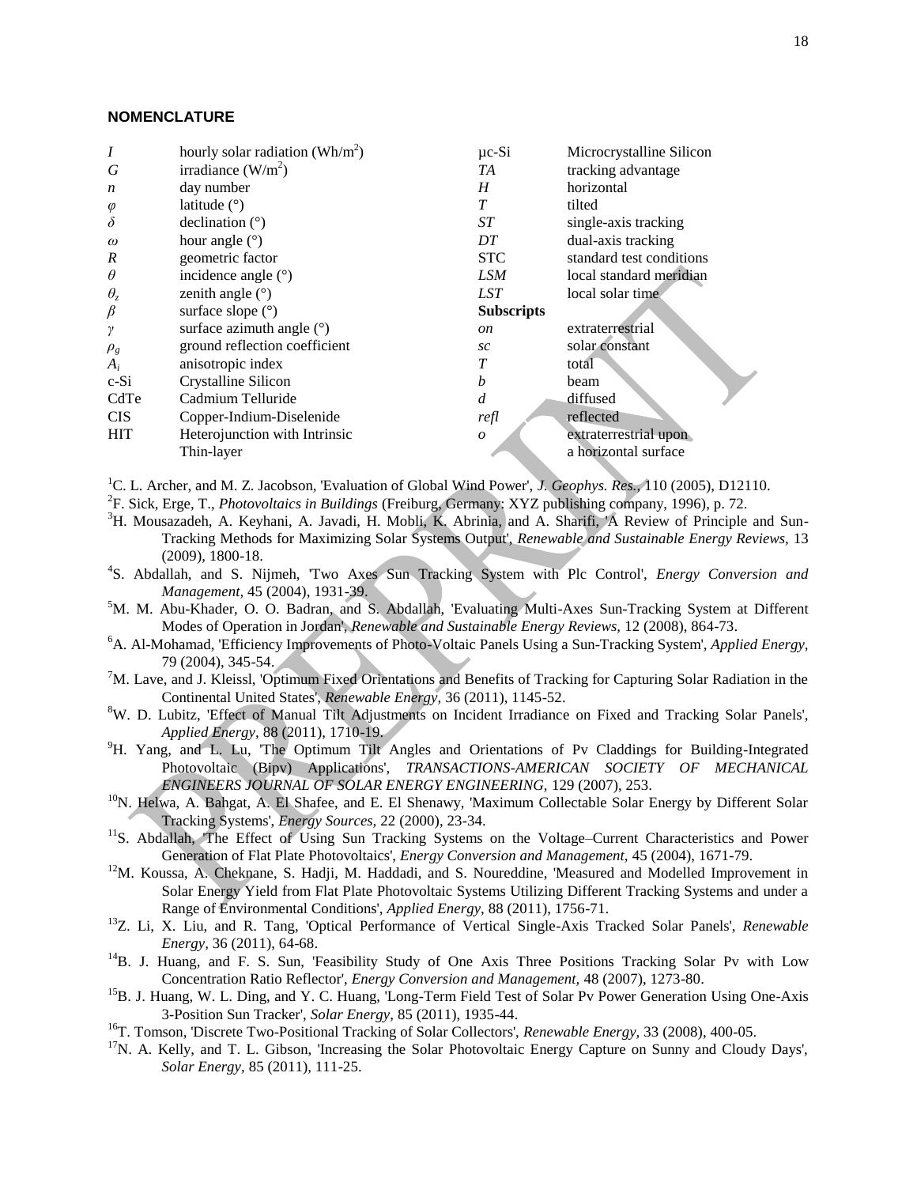#### NOMENCLATURE

| | | | |
|---|---|---|---|
| $I$ | hourly solar radiation ($Wh/m^2$) | μc-Si | Microcrystalline Silicon |
| $G$ | irradiance ($W/m^2$) | $TA$ | tracking advantage |
| $n$ | day number | $H$ | horizontal |
| $\varphi$ | latitude (°) | $T$ | tilted |
| $\delta$ | declination (°) | $ST$ | single-axis tracking |
| $\omega$ | hour angle (°) | $DT$ | dual-axis tracking |
| $R$ | geometric factor | STC | standard test conditions |
| $\theta$ | incidence angle (°) | $LSM$ | local standard meridian |
| $\theta_z$ | zenith angle (°) | $LST$ | local solar time |
| $\beta$ | surface slope (°) | **Subscripts** | |
| $\gamma$ | surface azimuth angle (°) | $on$ | extraterrestrial |
| $\rho_g$ | ground reflection coefficient | $sc$ | solar constant |
| $A_i$ | anisotropic index | $T$ | total |
| c-Si | Crystalline Silicon | $b$ | beam |
| CdTe | Cadmium Telluride | $d$ | diffused |
| CIS | Copper-Indium-Diselenide | $refl$ | reflected |
| HIT | Heterojunction with Intrinsic Thin-layer | $o$ | extraterrestrial upon a horizontal surface |

[1]C. L. Archer, and M. Z. Jacobson, 'Evaluation of Global Wind Power', *J. Geophys. Res.*, 110 (2005), D12110.

[2]F. Sick, Erge, T., *Photovoltaics in Buildings* (Freiburg, Germany: XYZ publishing company, 1996), p. 72.

[3]H. Mousazadeh, A. Keyhani, A. Javadi, H. Mobli, K. Abrinia, and A. Sharifi, 'A Review of Principle and Sun-Tracking Methods for Maximizing Solar Systems Output', *Renewable and Sustainable Energy Reviews*, 13 (2009), 1800-18.

[4]S. Abdallah, and S. Nijmeh, 'Two Axes Sun Tracking System with Plc Control', *Energy Conversion and Management*, 45 (2004), 1931-39.

[5]M. M. Abu-Khader, O. O. Badran, and S. Abdallah, 'Evaluating Multi-Axes Sun-Tracking System at Different Modes of Operation in Jordan', *Renewable and Sustainable Energy Reviews*, 12 (2008), 864-73.

[6]A. Al-Mohamad, 'Efficiency Improvements of Photo-Voltaic Panels Using a Sun-Tracking System', *Applied Energy*, 79 (2004), 345-54.

[7]M. Lave, and J. Kleissl, 'Optimum Fixed Orientations and Benefits of Tracking for Capturing Solar Radiation in the Continental United States', *Renewable Energy*, 36 (2011), 1145-52.

[8]W. D. Lubitz, 'Effect of Manual Tilt Adjustments on Incident Irradiance on Fixed and Tracking Solar Panels', *Applied Energy*, 88 (2011), 1710-19.

[9]H. Yang, and L. Lu, 'The Optimum Tilt Angles and Orientations of Pv Claddings for Building-Integrated Photovoltaic (Bipv) Applications', *TRANSACTIONS-AMERICAN SOCIETY OF MECHANICAL ENGINEERS JOURNAL OF SOLAR ENERGY ENGINEERING*, 129 (2007), 253.

[10]N. Helwa, A. Bahgat, A. El Shafee, and E. El Shenawy, 'Maximum Collectable Solar Energy by Different Solar Tracking Systems', *Energy Sources*, 22 (2000), 23-34.

[11]S. Abdallah, 'The Effect of Using Sun Tracking Systems on the Voltage–Current Characteristics and Power Generation of Flat Plate Photovoltaics', *Energy Conversion and Management*, 45 (2004), 1671-79.

[12]M. Koussa, A. Cheknane, S. Hadji, M. Haddadi, and S. Noureddine, 'Measured and Modelled Improvement in Solar Energy Yield from Flat Plate Photovoltaic Systems Utilizing Different Tracking Systems and under a Range of Environmental Conditions', *Applied Energy*, 88 (2011), 1756-71.

[13]Z. Li, X. Liu, and R. Tang, 'Optical Performance of Vertical Single-Axis Tracked Solar Panels', *Renewable Energy*, 36 (2011), 64-68.

[14]B. J. Huang, and F. S. Sun, 'Feasibility Study of One Axis Three Positions Tracking Solar Pv with Low Concentration Ratio Reflector', *Energy Conversion and Management*, 48 (2007), 1273-80.

[15]B. J. Huang, W. L. Ding, and Y. C. Huang, 'Long-Term Field Test of Solar Pv Power Generation Using One-Axis 3-Position Sun Tracker', *Solar Energy*, 85 (2011), 1935-44.

[16]T. Tomson, 'Discrete Two-Positional Tracking of Solar Collectors', *Renewable Energy*, 33 (2008), 400-05.

[17]N. A. Kelly, and T. L. Gibson, 'Increasing the Solar Photovoltaic Energy Capture on Sunny and Cloudy Days', *Solar Energy*, 85 (2011), 111-25.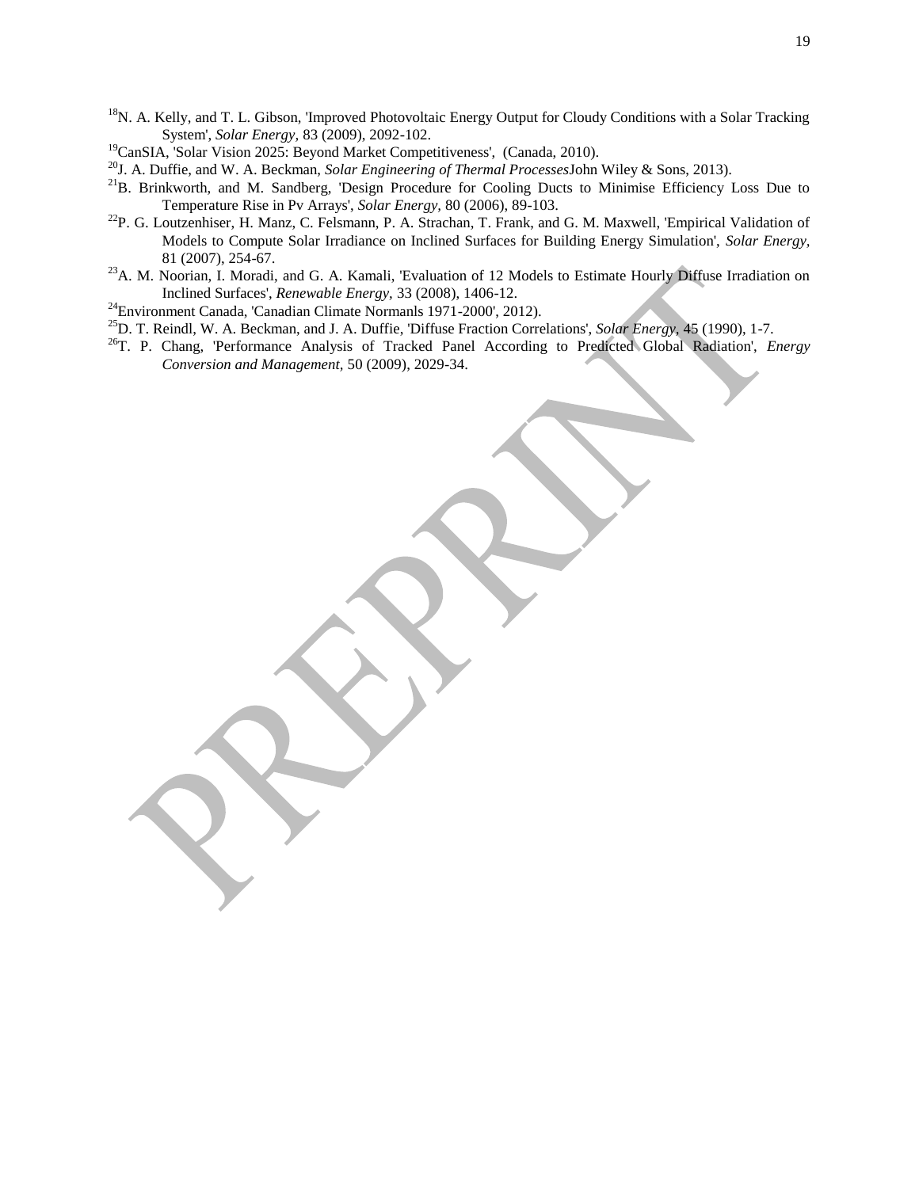[18]N. A. Kelly, and T. L. Gibson, 'Improved Photovoltaic Energy Output for Cloudy Conditions with a Solar Tracking System', *Solar Energy,* 83 (2009), 2092-102.

[19]CanSIA, 'Solar Vision 2025: Beyond Market Competitiveness', (Canada, 2010).

[20]J. A. Duffie, and W. A. Beckman, *Solar Engineering of Thermal Processes*John Wiley & Sons, 2013).

[21]B. Brinkworth, and M. Sandberg, 'Design Procedure for Cooling Ducts to Minimise Efficiency Loss Due to Temperature Rise in Pv Arrays', *Solar Energy,* 80 (2006), 89-103.

[22]P. G. Loutzenhiser, H. Manz, C. Felsmann, P. A. Strachan, T. Frank, and G. M. Maxwell, 'Empirical Validation of Models to Compute Solar Irradiance on Inclined Surfaces for Building Energy Simulation', *Solar Energy,* 81 (2007), 254-67.

[23]A. M. Noorian, I. Moradi, and G. A. Kamali, 'Evaluation of 12 Models to Estimate Hourly Diffuse Irradiation on Inclined Surfaces', *Renewable Energy,* 33 (2008), 1406-12.

[24]Environment Canada, 'Canadian Climate Normanls 1971-2000', 2012).

[25]D. T. Reindl, W. A. Beckman, and J. A. Duffie, 'Diffuse Fraction Correlations', *Solar Energy,* 45 (1990), 1-7.

[26]T. P. Chang, 'Performance Analysis of Tracked Panel According to Predicted Global Radiation', *Energy Conversion and Management,* 50 (2009), 2029-34.